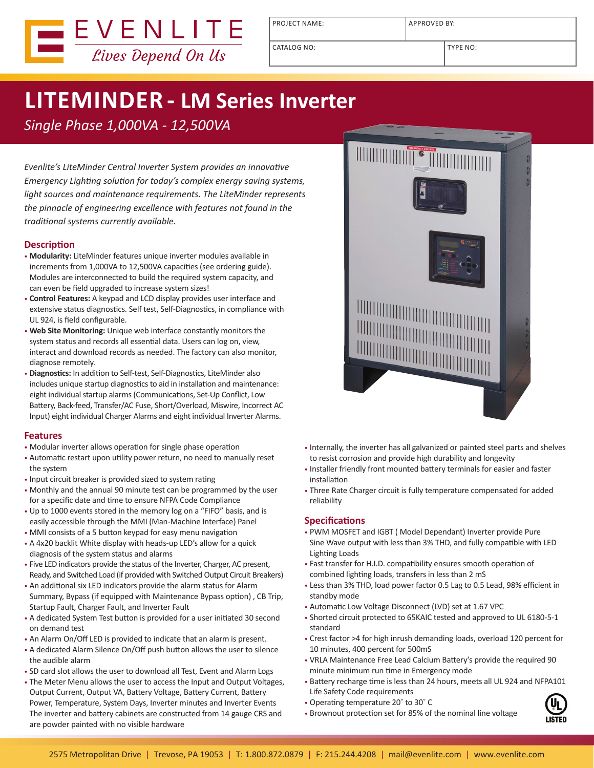EVENLITE
*Lives Depend On Us*

| PROJECT NAME: | APPROVED BY: |
|---|---|
| CATALOG NO: | TYPE NO: |

# LITEMINDER - LM Series Inverter

*Single Phase 1,000VA - 12,500VA*

*Evenlite's LiteMinder Central Inverter System provides an innovative Emergency Lighting solution for today's complex energy saving systems, light sources and maintenance requirements. The LiteMinder represents the pinnacle of engineering excellence with features not found in the traditional systems currently available.*

## Description

- **Modularity:** LiteMinder features unique inverter modules available in increments from 1,000VA to 12,500VA capacities (see ordering guide). Modules are interconnected to build the required system capacity, and can even be field upgraded to increase system sizes!
- **Control Features:** A keypad and LCD display provides user interface and extensive status diagnostics. Self test, Self-Diagnostics, in compliance with UL 924, is field configurable.
- **Web Site Monitoring:** Unique web interface constantly monitors the system status and records all essential data. Users can log on, view, interact and download records as needed. The factory can also monitor, diagnose remotely.
- **Diagnostics:** In addition to Self-test, Self-Diagnostics, LiteMinder also includes unique startup diagnostics to aid in installation and maintenance: eight individual startup alarms (Communications, Set-Up Conflict, Low Battery, Back-feed, Transfer/AC Fuse, Short/Overload, Miswire, Incorrect AC Input) eight individual Charger Alarms and eight individual Inverter Alarms.

## Features

- Modular inverter allows operation for single phase operation
- Automatic restart upon utility power return, no need to manually reset the system
- Input circuit breaker is provided sized to system rating
- Monthly and the annual 90 minute test can be programmed by the user for a specific date and time to ensure NFPA Code Compliance
- Up to 1000 events stored in the memory log on a "FIFO" basis, and is easily accessible through the MMI (Man-Machine Interface) Panel
- MMI consists of a 5 button keypad for easy menu navigation
- A 4x20 backlit White display with heads-up LED's allow for a quick diagnosis of the system status and alarms
- Five LED indicators provide the status of the Inverter, Charger, AC present, Ready, and Switched Load (if provided with Switched Output Circuit Breakers)
- An additional six LED indicators provide the alarm status for Alarm Summary, Bypass (if equipped with Maintenance Bypass option) , CB Trip, Startup Fault, Charger Fault, and Inverter Fault
- A dedicated System Test button is provided for a user initiated 30 second on demand test
- An Alarm On/Off LED is provided to indicate that an alarm is present.
- A dedicated Alarm Silence On/Off push button allows the user to silence the audible alarm
- SD card slot allows the user to download all Test, Event and Alarm Logs
- The Meter Menu allows the user to access the Input and Output Voltages, Output Current, Output VA, Battery Voltage, Battery Current, Battery Power, Temperature, System Days, Inverter minutes and Inverter Events The inverter and battery cabinets are constructed from 14 gauge CRS and are powder painted with no visible hardware
- Internally, the inverter has all galvanized or painted steel parts and shelves to resist corrosion and provide high durability and longevity
- Installer friendly front mounted battery terminals for easier and faster installation
- Three Rate Charger circuit is fully temperature compensated for added reliability

## Specifications

- PWM MOSFET and IGBT ( Model Dependant) Inverter provide Pure Sine Wave output with less than 3% THD, and fully compatible with LED Lighting Loads
- Fast transfer for H.I.D. compatibility ensures smooth operation of combined lighting loads, transfers in less than 2 mS
- Less than 3% THD, load power factor 0.5 Lag to 0.5 Lead, 98% efficient in standby mode
- Automatic Low Voltage Disconnect (LVD) set at 1.67 VPC
- Shorted circuit protected to 65KAIC tested and approved to UL 6180-5-1 standard
- Crest factor >4 for high inrush demanding loads, overload 120 percent for 10 minutes, 400 percent for 500mS
- VRLA Maintenance Free Lead Calcium Battery's provide the required 90 minute minimum run time in Emergency mode
- Battery recharge time is less than 24 hours, meets all UL 924 and NFPA101 Life Safety Code requirements
- Operating temperature 20˚ to 30˚ C
- Brownout protection set for 85% of the nominal line voltage

UL LISTED

2575 Metropolitan Drive | Trevose, PA 19053 | T: 1.800.872.0879 | F: 215.244.4208 | mail@evenlite.com | www.evenlite.com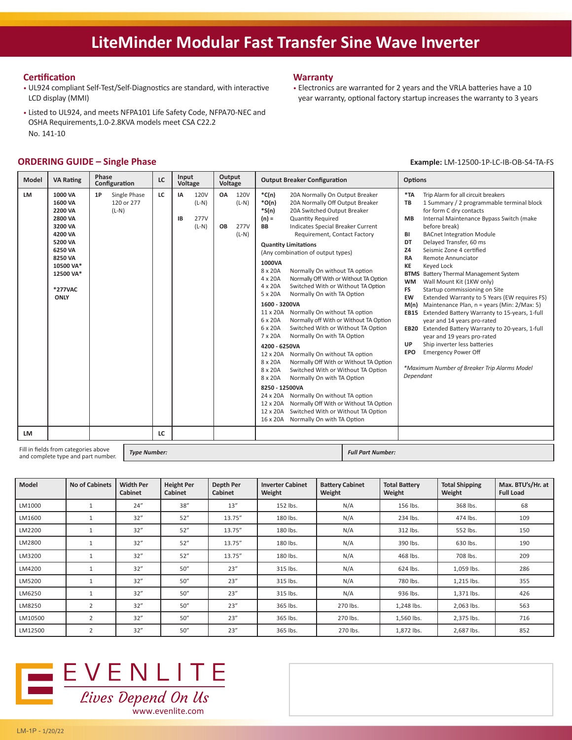# LiteMinder Modular Fast Transfer Sine Wave Inverter

## Certification

- UL924 compliant Self-Test/Self-Diagnostics are standard, with interactive LCD display (MMI)
- Listed to UL924, and meets NFPA101 Life Safety Code, NFPA70-NEC and OSHA Requirements,1.0-2.8KVA models meet CSA C22.2 No. 141-10

## Warranty

- Electronics are warranted for 2 years and the VRLA batteries have a 10 year warranty, optional factory startup increases the warranty to 3 years

## ORDERING GUIDE – Single Phase

**Example:** LM-12500-1P-LC-IB-OB-S4-TA-FS

| Model | VA Rating | Phase Configuration | LC | Input Voltage | Output Voltage | Output Breaker Configuration | Options |
|---|---|---|---|---|---|---|---|
| LM | 1000 VA<br>1600 VA<br>2200 VA<br>2800 VA<br>3200 VA<br>4200 VA<br>5200 VA<br>6250 VA<br>8250 VA<br>10500 VA*<br>12500 VA*<br><br>*277VAC ONLY | 1P Single Phase 120 or 277 (L-N) | LC | IA 120V (L-N)<br><br>IB 277V (L-N) | OA 120V (L-N)<br><br>OB 277V (L-N) | *C(n) 20A Normally On Output Breaker<br>*O(n) 20A Normally Off Output Breaker<br>*S(n) 20A Switched Output Breaker<br>(n) = Quantity Required<br>BB Indicates Special Breaker Current Requirement, Contact Factory<br><br>**Quantity Limitations**<br>(Any combination of output types)<br><br>**1000VA**<br>8 x 20A Normally On without TA option<br>4 x 20A Normally Off With or Without TA Option<br>4 x 20A Switched With or Without TA Option<br>5 x 20A Normally On with TA Option<br><br>**1600 - 3200VA**<br>11 x 20A Normally On without TA option<br>6 x 20A Normally off With or Without TA Option<br>6 x 20A Switched With or Without TA Option<br>7 x 20A Normally On with TA Option<br><br>**4200 - 6250VA**<br>12 x 20A Normally On without TA option<br>8 x 20A Normally Off With or Without TA Option<br>8 x 20A Switched With or Without TA Option<br>8 x 20A Normally On with TA Option<br><br>**8250 - 12500VA**<br>24 x 20A Normally On without TA option<br>12 x 20A Normally Off With or Without TA Option<br>12 x 20A Switched With or Without TA Option<br>16 x 20A Normally On with TA Option | *TA Trip Alarm for all circuit breakers<br>TB 1 Summary / 2 programmable terminal block for form C dry contacts<br>MB Internal Maintenance Bypass Switch (make before break)<br>BI BACnet Integration Module<br>DT Delayed Transfer, 60 ms<br>Z4 Seismic Zone 4 certified<br>RA Remote Annunciator<br>KE Keyed Lock<br>BTMS Battery Thermal Management System<br>WM Wall Mount Kit (1KW only)<br>FS Startup commissioning on Site<br>EW Extended Warranty to 5 Years (EW requires FS)<br>M(n) Maintenance Plan, n = years (Min: 2/Max: 5)<br>EB15 Extended Battery Warranty to 15-years, 1-full year and 14 years pro-rated<br>EB20 Extended Battery Warranty to 20-years, 1-full year and 19 years pro-rated<br>UP Ship inverter less batteries<br>EPO Emergency Power Off<br><br>*Maximum Number of Breaker Trip Alarms Model Dependant* |
| LM | | | LC | | | | |

Fill in fields from categories above and complete type and part number.

| *Type Number:* | *Full Part Number:* |
|---|---|
| | |

| Model | No of Cabinets | Width Per Cabinet | Height Per Cabinet | Depth Per Cabinet | Inverter Cabinet Weight | Battery Cabinet Weight | Total Battery Weight | Total Shipping Weight | Max. BTU's/Hr. at Full Load |
|---|---|---|---|---|---|---|---|---|---|
| LM1000 | 1 | 24″ | 38″ | 13″ | 152 lbs. | N/A | 156 lbs. | 368 lbs. | 68 |
| LM1600 | 1 | 32″ | 52″ | 13.75″ | 180 lbs. | N/A | 234 lbs. | 474 lbs. | 109 |
| LM2200 | 1 | 32″ | 52″ | 13.75″ | 180 lbs. | N/A | 312 lbs. | 552 lbs. | 150 |
| LM2800 | 1 | 32″ | 52″ | 13.75″ | 180 lbs. | N/A | 390 lbs. | 630 lbs. | 190 |
| LM3200 | 1 | 32″ | 52″ | 13.75″ | 180 lbs. | N/A | 468 lbs. | 708 lbs. | 209 |
| LM4200 | 1 | 32″ | 50″ | 23″ | 315 lbs. | N/A | 624 lbs. | 1,059 lbs. | 286 |
| LM5200 | 1 | 32″ | 50″ | 23″ | 315 lbs. | N/A | 780 lbs. | 1,215 lbs. | 355 |
| LM6250 | 1 | 32″ | 50″ | 23″ | 315 lbs. | N/A | 936 lbs. | 1,371 lbs. | 426 |
| LM8250 | 2 | 32″ | 50″ | 23″ | 365 lbs. | 270 lbs. | 1,248 lbs. | 2,063 lbs. | 563 |
| LM10500 | 2 | 32″ | 50″ | 23″ | 365 lbs. | 270 lbs. | 1,560 lbs. | 2,375 lbs. | 716 |
| LM12500 | 2 | 32″ | 50″ | 23″ | 365 lbs. | 270 lbs. | 1,872 lbs. | 2,687 lbs. | 852 |

EVENLITE
*Lives Depend On Us*
www.evenlite.com

LM-1P - 1/20/22